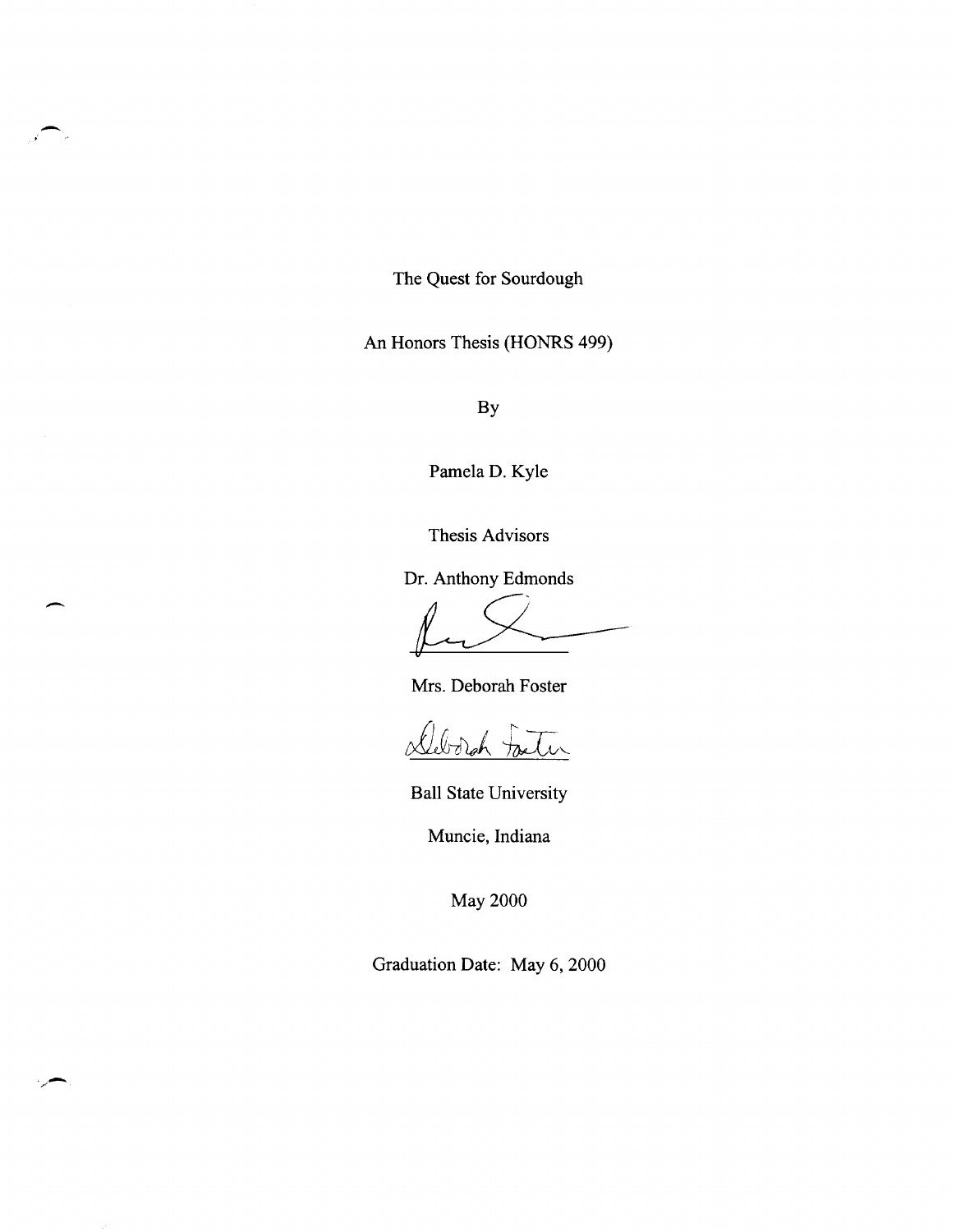# The Quest for Sourdough

An Honors Thesis (HONRS 499)

By

Pamela D. Kyle

Thesis Advisors

Dr. Anthony Edmonds

Mrs. Deborah Foster

Ball State University

Muncie, Indiana

May 2000

Graduation Date: May 6, 2000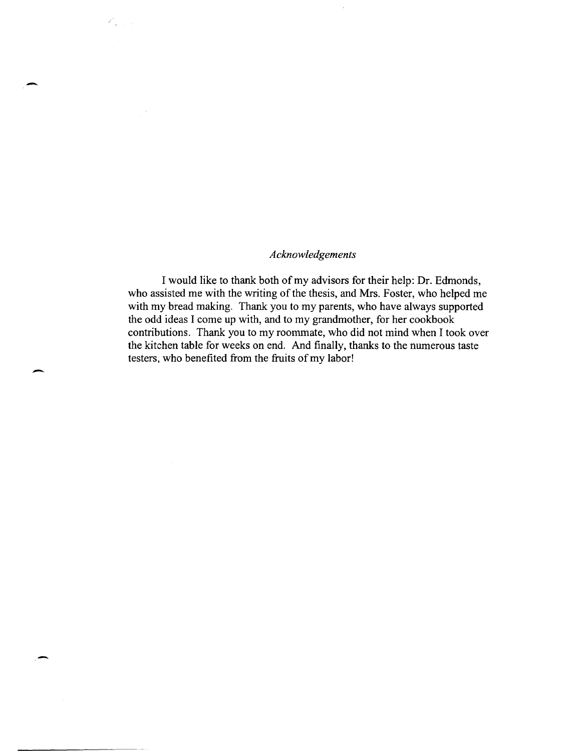*Acknowledgements*

I would like to thank both of my advisors for their help: Dr. Edmonds, who assisted me with the writing of the thesis, and Mrs. Foster, who helped me with my bread making. Thank you to my parents, who have always supported the odd ideas I come up with, and to my grandmother, for her cookbook contributions. Thank you to my roommate, who did not mind when I took over the kitchen table for weeks on end. And finally, thanks to the numerous taste testers, who benefited from the fruits of my labor!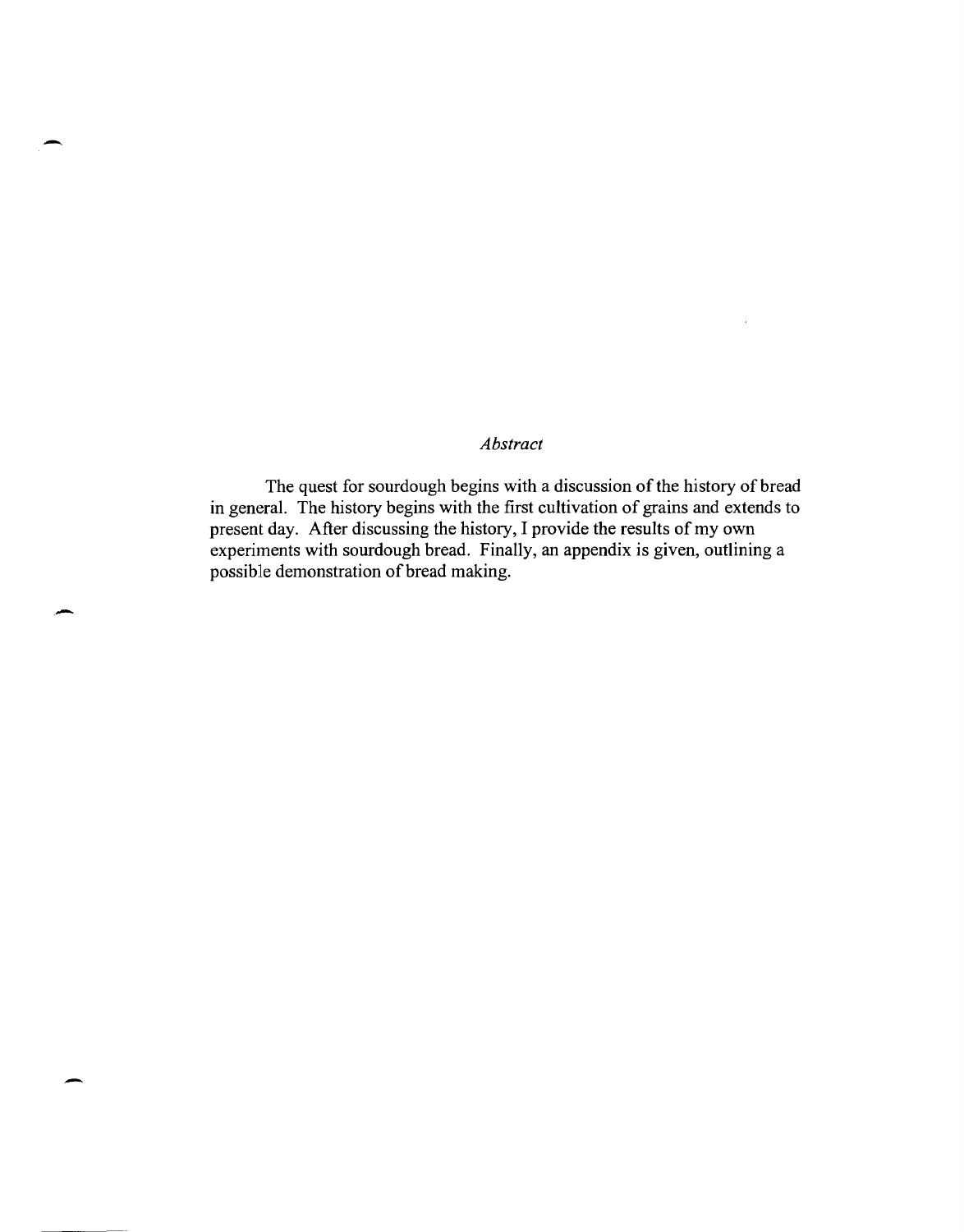## *Abstract*

The quest for sourdough begins with a discussion of the history of bread in general. The history begins with the first cultivation of grains and extends to present day. After discussing the history, I provide the results of my own experiments with sourdough bread. Finally, an appendix is given, outlining a possible demonstration of bread making.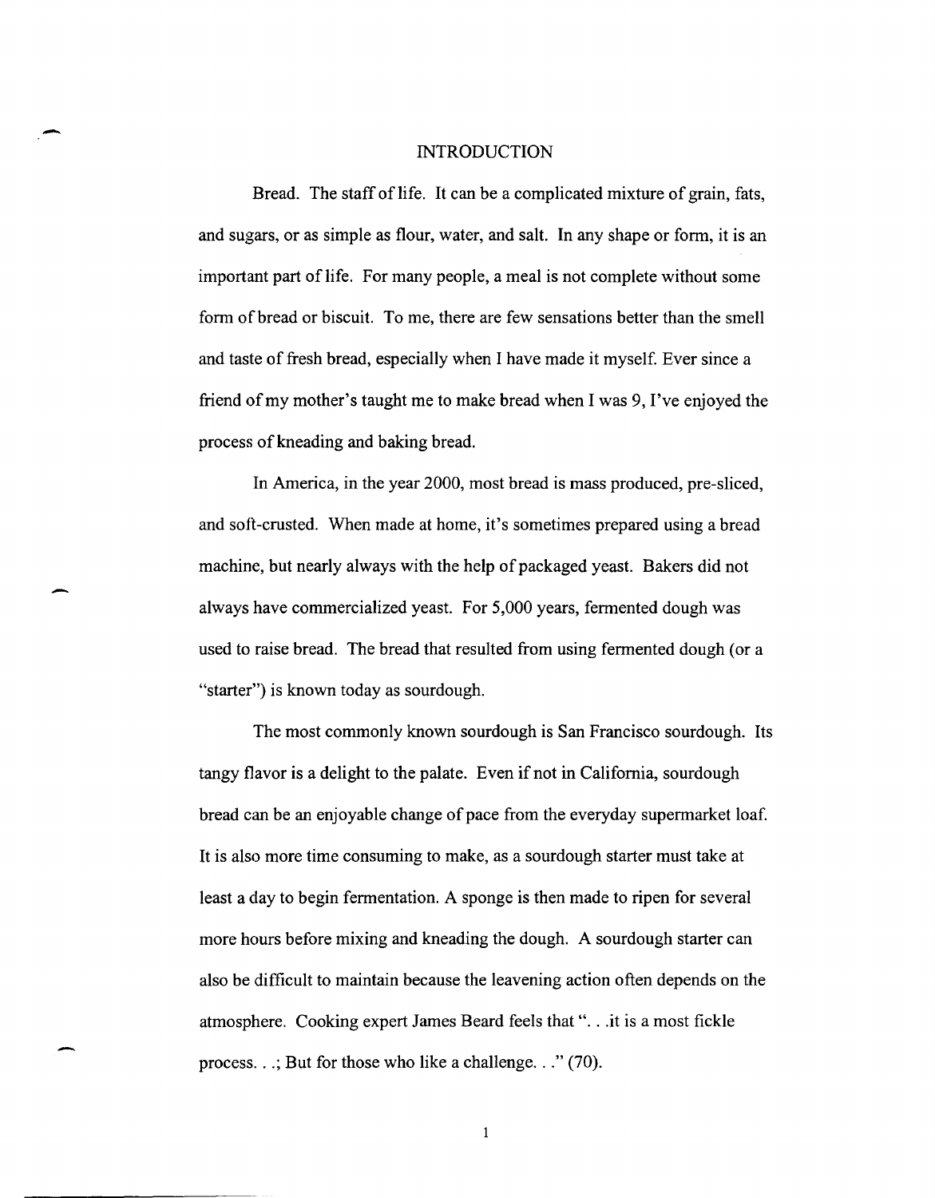# INTRODUCTION

Bread. The staff of life. It can be a complicated mixture of grain, fats, and sugars, or as simple as flour, water, and salt. In any shape or form, it is an important part of life. For many people, a meal is not complete without some form of bread or biscuit. To me, there are few sensations better than the smell and taste of fresh bread, especially when I have made it myself. Ever since a friend of my mother's taught me to make bread when I was 9, I've enjoyed the process of kneading and baking bread.

In America, in the year 2000, most bread is mass produced, pre-sliced, and soft-crusted. When made at home, it's sometimes prepared using a bread machine, but nearly always with the help of packaged yeast. Bakers did not always have commercialized yeast. For 5,000 years, fermented dough was used to raise bread. The bread that resulted from using fermented dough (or a "starter") is known today as sourdough.

The most commonly known sourdough is San Francisco sourdough. Its tangy flavor is a delight to the palate. Even if not in California, sourdough bread can be an enjoyable change of pace from the everyday supermarket loaf. It is also more time consuming to make, as a sourdough starter must take at least a day to begin fermentation. A sponge is then made to ripen for several more hours before mixing and kneading the dough. A sourdough starter can also be difficult to maintain because the leavening action often depends on the atmosphere. Cooking expert James Beard feels that ". . .it is a most fickle process. . .; But for those who like a challenge. . ." (70).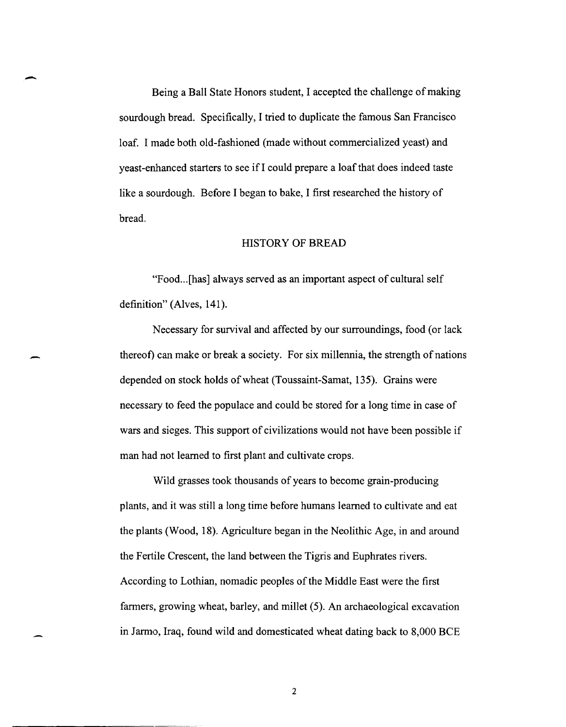Being a Ball State Honors student, I accepted the challenge of making sourdough bread. Specifically, I tried to duplicate the famous San Francisco loaf. I made both old-fashioned (made without commercialized yeast) and yeast-enhanced starters to see if I could prepare a loaf that does indeed taste like a sourdough. Before I began to bake, I first researched the history of bread.

## HISTORY OF BREAD

"Food...[has] always served as an important aspect of cultural self definition" (Alves, 141).

Necessary for survival and affected by our surroundings, food (or lack thereof) can make or break a society. For six millennia, the strength of nations depended on stock holds of wheat (Toussaint-Samat, 135). Grains were necessary to feed the populace and could be stored for a long time in case of wars and sieges. This support of civilizations would not have been possible if man had not learned to first plant and cultivate crops.

Wild grasses took thousands of years to become grain-producing plants, and it was still a long time before humans learned to cultivate and eat the plants (Wood, 18). Agriculture began in the Neolithic Age, in and around the Fertile Crescent, the land between the Tigris and Euphrates rivers. According to Lothian, nomadic peoples of the Middle East were the first farmers, growing wheat, barley, and millet (5). An archaeological excavation in Jarmo, Iraq, found wild and domesticated wheat dating back to 8,000 BCE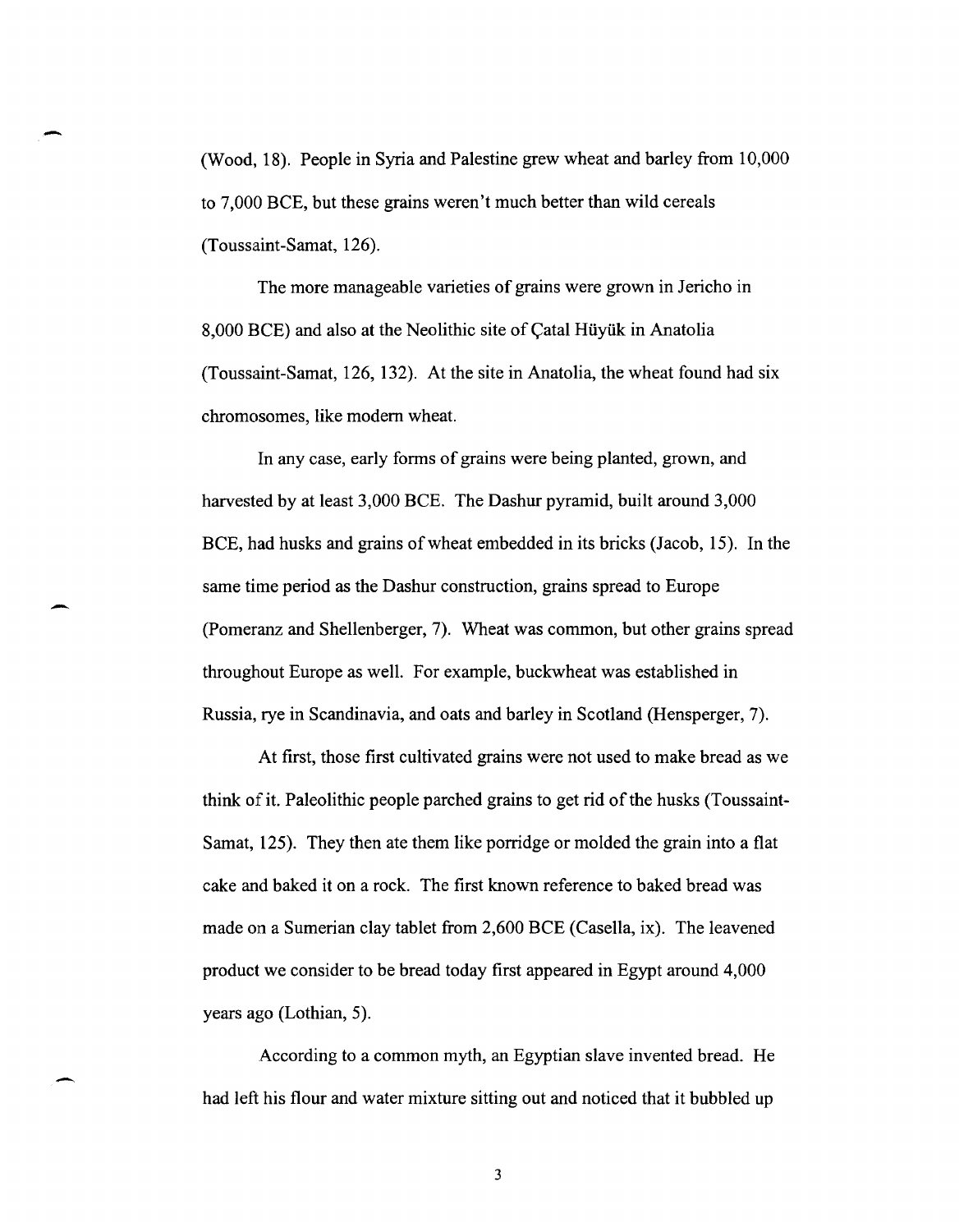(Wood, 18). People in Syria and Palestine grew wheat and barley from 10,000 to 7,000 BCE, but these grains weren't much better than wild cereals (Toussaint-Samat, 126).

The more manageable varieties of grains were grown in Jericho in 8,000 BCE) and also at the Neolithic site of Çatal Hüyük in Anatolia (Toussaint-Samat, 126, 132). At the site in Anatolia, the wheat found had six chromosomes, like modern wheat.

In any case, early forms of grains were being planted, grown, and harvested by at least 3,000 BCE. The Dashur pyramid, built around 3,000 BCE, had husks and grains of wheat embedded in its bricks (Jacob, 15). In the same time period as the Dashur construction, grains spread to Europe (Pomeranz and Shellenberger, 7). Wheat was common, but other grains spread throughout Europe as well. For example, buckwheat was established in Russia, rye in Scandinavia, and oats and barley in Scotland (Hensperger, 7).

At first, those first cultivated grains were not used to make bread as we think of it. Paleolithic people parched grains to get rid of the husks (Toussaint-Samat, 125). They then ate them like porridge or molded the grain into a flat cake and baked it on a rock. The first known reference to baked bread was made on a Sumerian clay tablet from 2,600 BCE (Casella, ix). The leavened product we consider to be bread today first appeared in Egypt around 4,000 years ago (Lothian, 5).

According to a common myth, an Egyptian slave invented bread. He had left his flour and water mixture sitting out and noticed that it bubbled up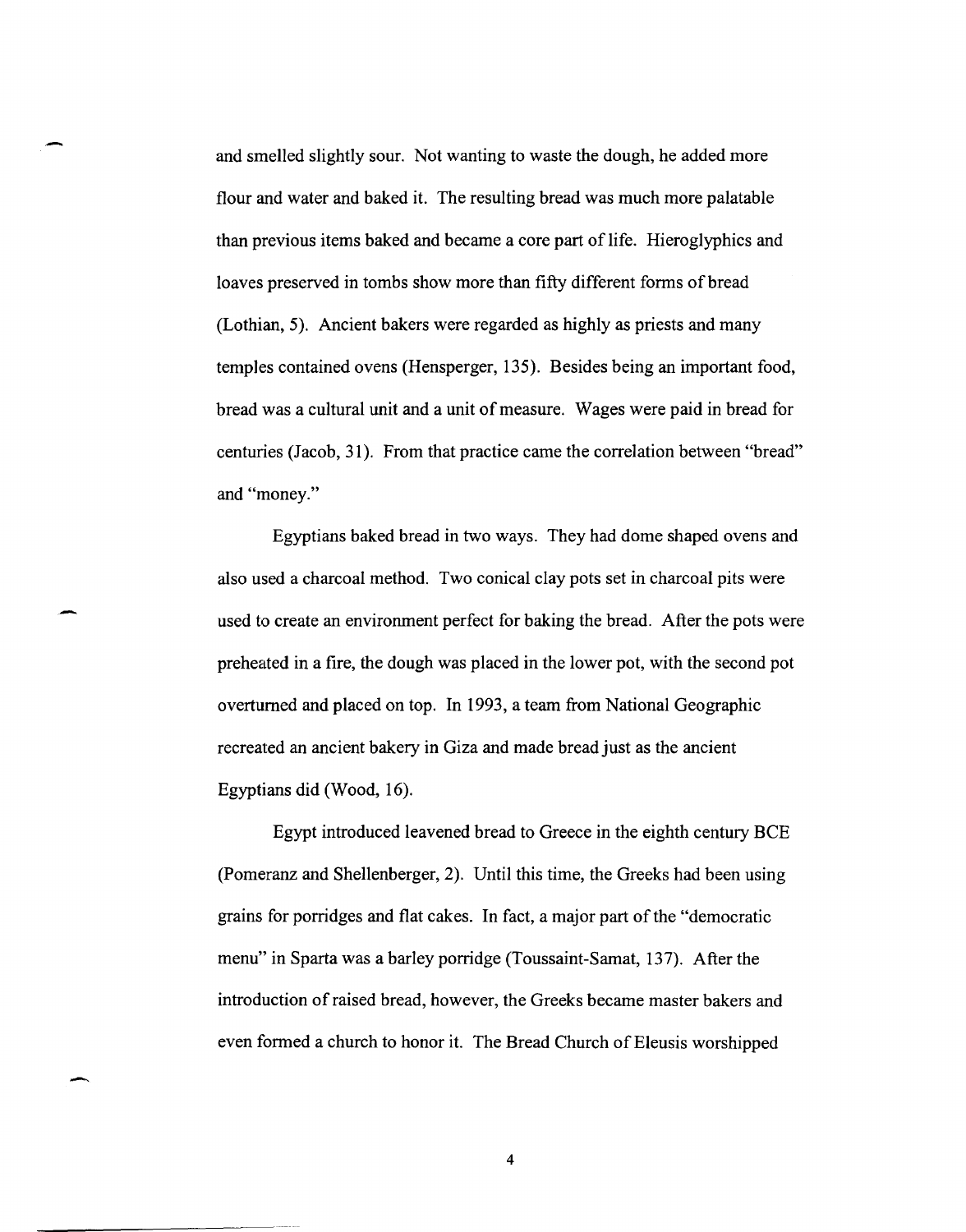and smelled slightly sour. Not wanting to waste the dough, he added more flour and water and baked it. The resulting bread was much more palatable than previous items baked and became a core part of life. Hieroglyphics and loaves preserved in tombs show more than fifty different forms of bread (Lothian, 5). Ancient bakers were regarded as highly as priests and many temples contained ovens (Hensperger, 135). Besides being an important food, bread was a cultural unit and a unit of measure. Wages were paid in bread for centuries (Jacob, 31). From that practice came the correlation between "bread" and "money."

Egyptians baked bread in two ways. They had dome shaped ovens and also used a charcoal method. Two conical clay pots set in charcoal pits were used to create an environment perfect for baking the bread. After the pots were preheated in a fire, the dough was placed in the lower pot, with the second pot overturned and placed on top. In 1993, a team from National Geographic recreated an ancient bakery in Giza and made bread just as the ancient Egyptians did (Wood, 16).

Egypt introduced leavened bread to Greece in the eighth century BCE (Pomeranz and Shellenberger, 2). Until this time, the Greeks had been using grains for porridges and flat cakes. In fact, a major part of the "democratic menu" in Sparta was a barley porridge (Toussaint-Samat, 137). After the introduction of raised bread, however, the Greeks became master bakers and even formed a church to honor it. The Bread Church of Eleusis worshipped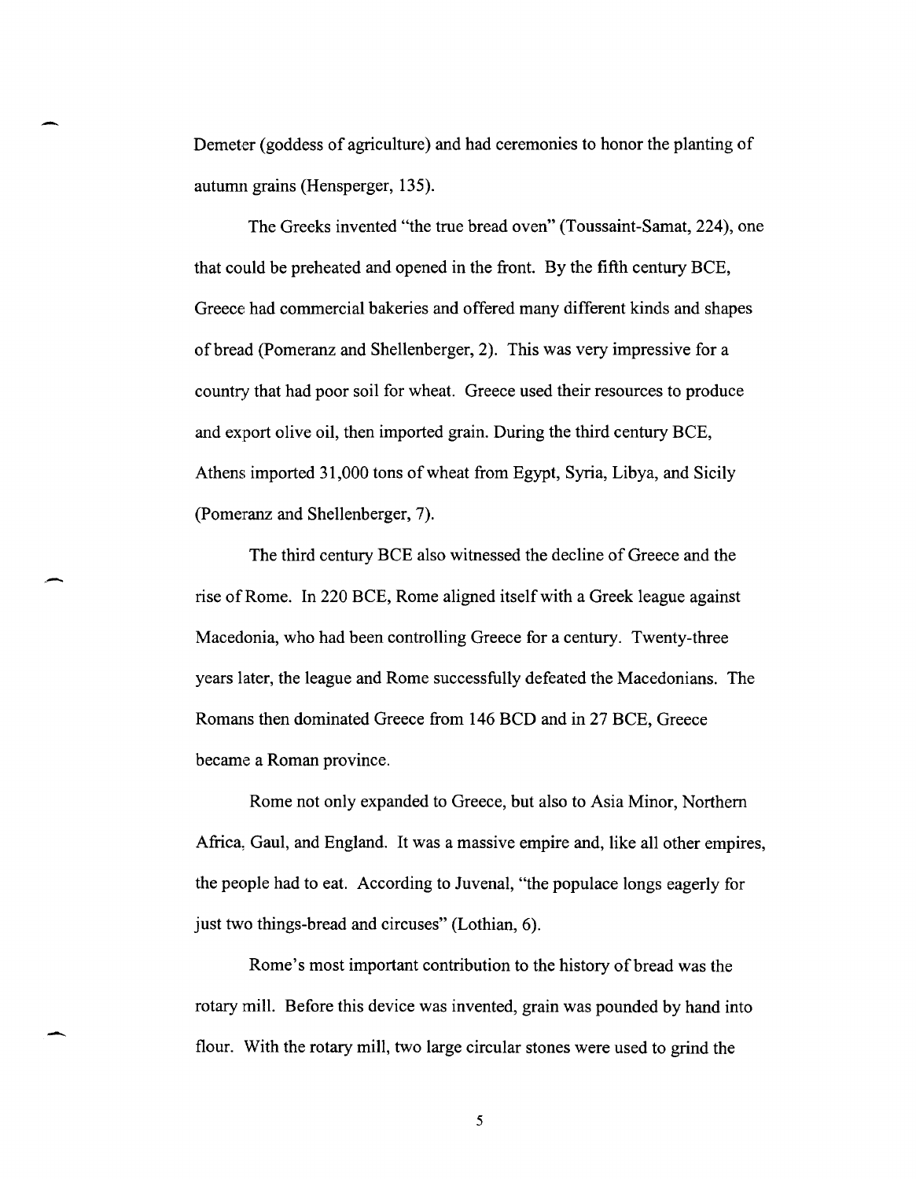Demeter (goddess of agriculture) and had ceremonies to honor the planting of autumn grains (Hensperger, 135).

The Greeks invented "the true bread oven" (Toussaint-Samat, 224), one that could be preheated and opened in the front. By the fifth century BCE, Greece had commercial bakeries and offered many different kinds and shapes of bread (Pomeranz and Shellenberger, 2). This was very impressive for a country that had poor soil for wheat. Greece used their resources to produce and export olive oil, then imported grain. During the third century BCE, Athens imported 31,000 tons of wheat from Egypt, Syria, Libya, and Sicily (Pomeranz and Shellenberger, 7).

The third century BCE also witnessed the decline of Greece and the rise of Rome. In 220 BCE, Rome aligned itself with a Greek league against Macedonia, who had been controlling Greece for a century. Twenty-three years later, the league and Rome successfully defeated the Macedonians. The Romans then dominated Greece from 146 BCD and in 27 BCE, Greece became a Roman province.

Rome not only expanded to Greece, but also to Asia Minor, Northern Africa, Gaul, and England. It was a massive empire and, like all other empires, the people had to eat. According to Juvenal, "the populace longs eagerly for just two things-bread and circuses" (Lothian, 6).

Rome's most important contribution to the history of bread was the rotary mill. Before this device was invented, grain was pounded by hand into flour. With the rotary mill, two large circular stones were used to grind the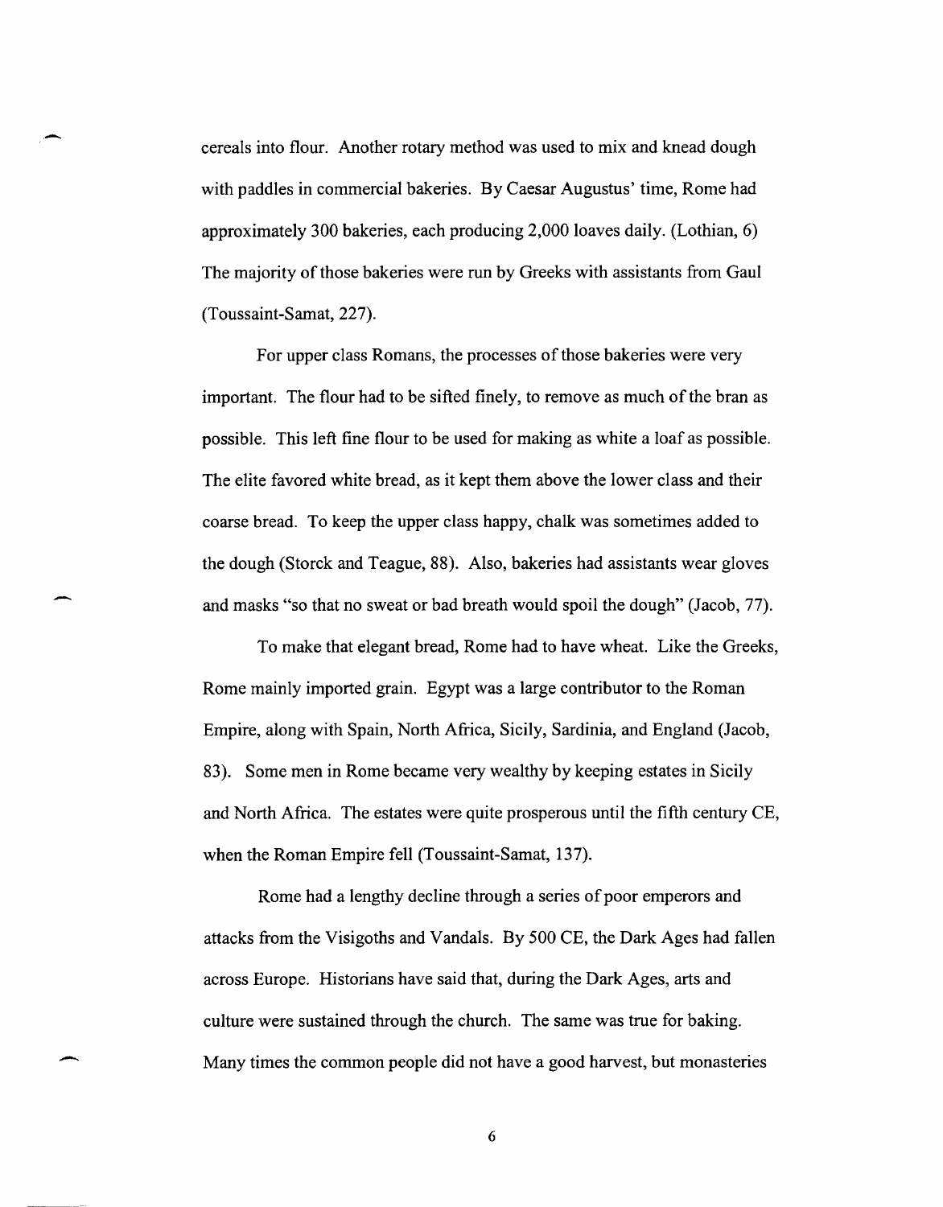cereals into flour. Another rotary method was used to mix and knead dough with paddles in commercial bakeries. By Caesar Augustus' time, Rome had approximately 300 bakeries, each producing 2,000 loaves daily. (Lothian, 6) The majority of those bakeries were run by Greeks with assistants from Gaul (Toussaint-Samat, 227).

For upper class Romans, the processes of those bakeries were very important. The flour had to be sifted finely, to remove as much of the bran as possible. This left fine flour to be used for making as white a loaf as possible. The elite favored white bread, as it kept them above the lower class and their coarse bread. To keep the upper class happy, chalk was sometimes added to the dough (Storck and Teague, 88). Also, bakeries had assistants wear gloves and masks "so that no sweat or bad breath would spoil the dough" (Jacob, 77).

To make that elegant bread, Rome had to have wheat. Like the Greeks, Rome mainly imported grain. Egypt was a large contributor to the Roman Empire, along with Spain, North Africa, Sicily, Sardinia, and England (Jacob, 83). Some men in Rome became very wealthy by keeping estates in Sicily and North Africa. The estates were quite prosperous until the fifth century CE, when the Roman Empire fell (Toussaint-Samat, 137).

Rome had a lengthy decline through a series of poor emperors and attacks from the Visigoths and Vandals. By 500 CE, the Dark Ages had fallen across Europe. Historians have said that, during the Dark Ages, arts and culture were sustained through the church. The same was true for baking. Many times the common people did not have a good harvest, but monasteries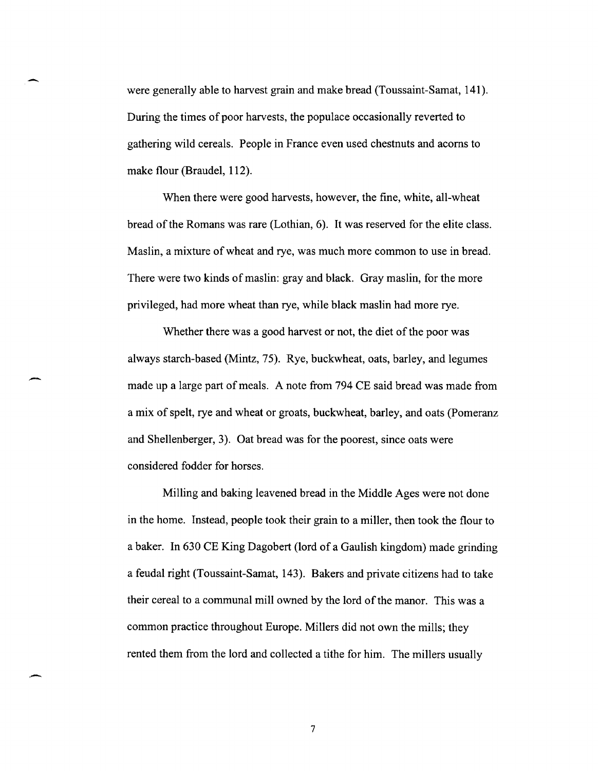were generally able to harvest grain and make bread (Toussaint-Samat, 141). During the times of poor harvests, the populace occasionally reverted to gathering wild cereals. People in France even used chestnuts and acorns to make flour (Braudel, 112).

When there were good harvests, however, the fine, white, all-wheat bread of the Romans was rare (Lothian, 6). It was reserved for the elite class. Maslin, a mixture of wheat and rye, was much more common to use in bread. There were two kinds of maslin: gray and black. Gray maslin, for the more privileged, had more wheat than rye, while black maslin had more rye.

Whether there was a good harvest or not, the diet of the poor was always starch-based (Mintz, 75). Rye, buckwheat, oats, barley, and legumes made up a large part of meals. A note from 794 CE said bread was made from a mix of spelt, rye and wheat or groats, buckwheat, barley, and oats (Pomeranz and Shellenberger, 3). Oat bread was for the poorest, since oats were considered fodder for horses.

Milling and baking leavened bread in the Middle Ages were not done in the home. Instead, people took their grain to a miller, then took the flour to a baker. In 630 CE King Dagobert (lord of a Gaulish kingdom) made grinding a feudal right (Toussaint-Samat, 143). Bakers and private citizens had to take their cereal to a communal mill owned by the lord of the manor. This was a common practice throughout Europe. Millers did not own the mills; they rented them from the lord and collected a tithe for him. The millers usually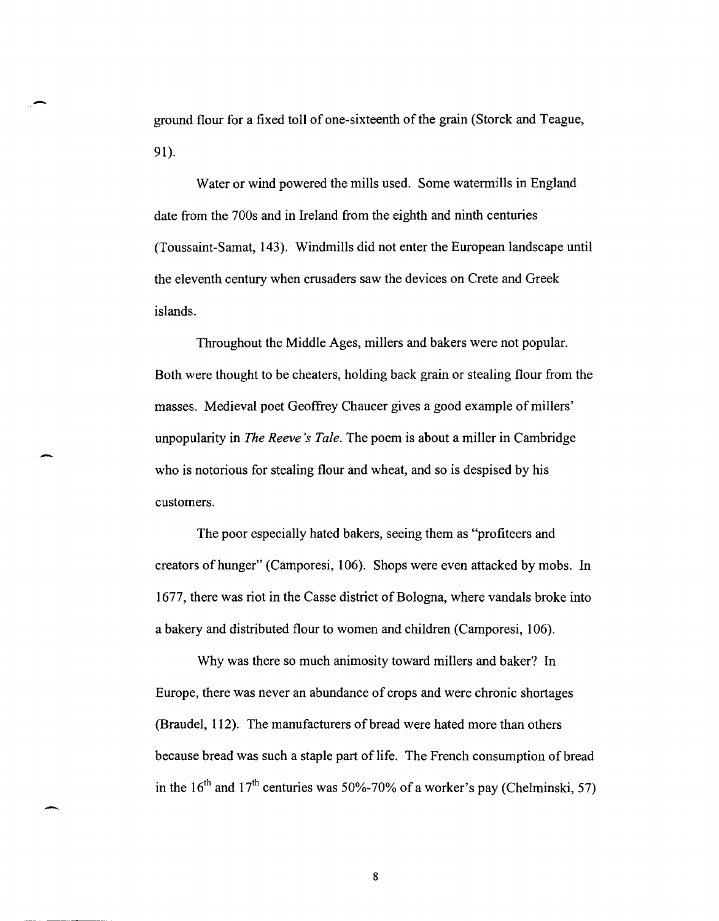ground flour for a fixed toll of one-sixteenth of the grain (Storck and Teague, 91).

Water or wind powered the mills used. Some watermills in England date from the 700s and in Ireland from the eighth and ninth centuries (Toussaint-Samat, 143). Windmills did not enter the European landscape until the eleventh century when crusaders saw the devices on Crete and Greek islands.

Throughout the Middle Ages, millers and bakers were not popular. Both were thought to be cheaters, holding back grain or stealing flour from the masses. Medieval poet Geoffrey Chaucer gives a good example of millers' unpopularity in *The Reeve's Tale*. The poem is about a miller in Cambridge who is notorious for stealing flour and wheat, and so is despised by his customers.

The poor especially hated bakers, seeing them as "profiteers and creators of hunger" (Camporesi, 106). Shops were even attacked by mobs. In 1677, there was riot in the Casse district of Bologna, where vandals broke into a bakery and distributed flour to women and children (Camporesi, 106).

Why was there so much animosity toward millers and baker? In Europe, there was never an abundance of crops and were chronic shortages (Braudel, 112). The manufacturers of bread were hated more than others because bread was such a staple part of life. The French consumption of bread in the 16$^{th}$ and 17$^{th}$ centuries was 50%-70% of a worker's pay (Chelminski, 57)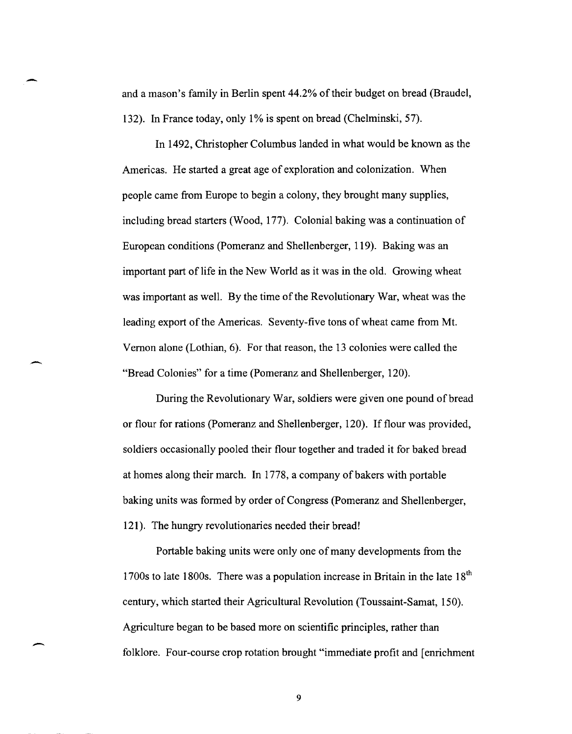and a mason's family in Berlin spent 44.2% of their budget on bread (Braudel, 132). In France today, only 1% is spent on bread (Chelminski, 57).

In 1492, Christopher Columbus landed in what would be known as the Americas. He started a great age of exploration and colonization. When people came from Europe to begin a colony, they brought many supplies, including bread starters (Wood, 177). Colonial baking was a continuation of European conditions (Pomeranz and Shellenberger, 119). Baking was an important part of life in the New World as it was in the old. Growing wheat was important as well. By the time of the Revolutionary War, wheat was the leading export of the Americas. Seventy-five tons of wheat came from Mt. Vernon alone (Lothian, 6). For that reason, the 13 colonies were called the "Bread Colonies" for a time (Pomeranz and Shellenberger, 120).

During the Revolutionary War, soldiers were given one pound of bread or flour for rations (Pomeranz and Shellenberger, 120). If flour was provided, soldiers occasionally pooled their flour together and traded it for baked bread at homes along their march. In 1778, a company of bakers with portable baking units was formed by order of Congress (Pomeranz and Shellenberger, 121). The hungry revolutionaries needed their bread!

Portable baking units were only one of many developments from the 1700s to late 1800s. There was a population increase in Britain in the late 18th century, which started their Agricultural Revolution (Toussaint-Samat, 150). Agriculture began to be based more on scientific principles, rather than folklore. Four-course crop rotation brought "immediate profit and [enrichment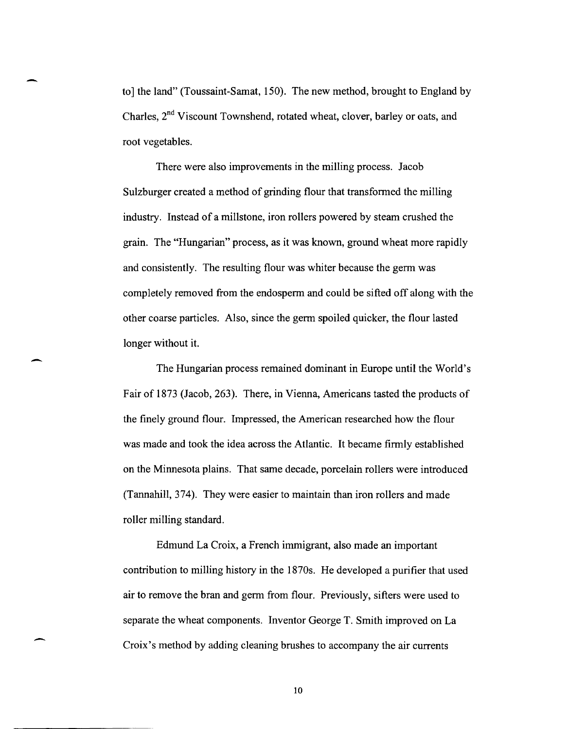to] the land" (Toussaint-Samat, 150). The new method, brought to England by Charles, 2nd Viscount Townshend, rotated wheat, clover, barley or oats, and root vegetables.

There were also improvements in the milling process. Jacob Sulzburger created a method of grinding flour that transformed the milling industry. Instead of a millstone, iron rollers powered by steam crushed the grain. The "Hungarian" process, as it was known, ground wheat more rapidly and consistently. The resulting flour was whiter because the germ was completely removed from the endosperm and could be sifted off along with the other coarse particles. Also, since the germ spoiled quicker, the flour lasted longer without it.

The Hungarian process remained dominant in Europe until the World's Fair of 1873 (Jacob, 263). There, in Vienna, Americans tasted the products of the finely ground flour. Impressed, the American researched how the flour was made and took the idea across the Atlantic. It became firmly established on the Minnesota plains. That same decade, porcelain rollers were introduced (Tannahill, 374). They were easier to maintain than iron rollers and made roller milling standard.

Edmund La Croix, a French immigrant, also made an important contribution to milling history in the 1870s. He developed a purifier that used air to remove the bran and germ from flour. Previously, sifters were used to separate the wheat components. Inventor George T. Smith improved on La Croix's method by adding cleaning brushes to accompany the air currents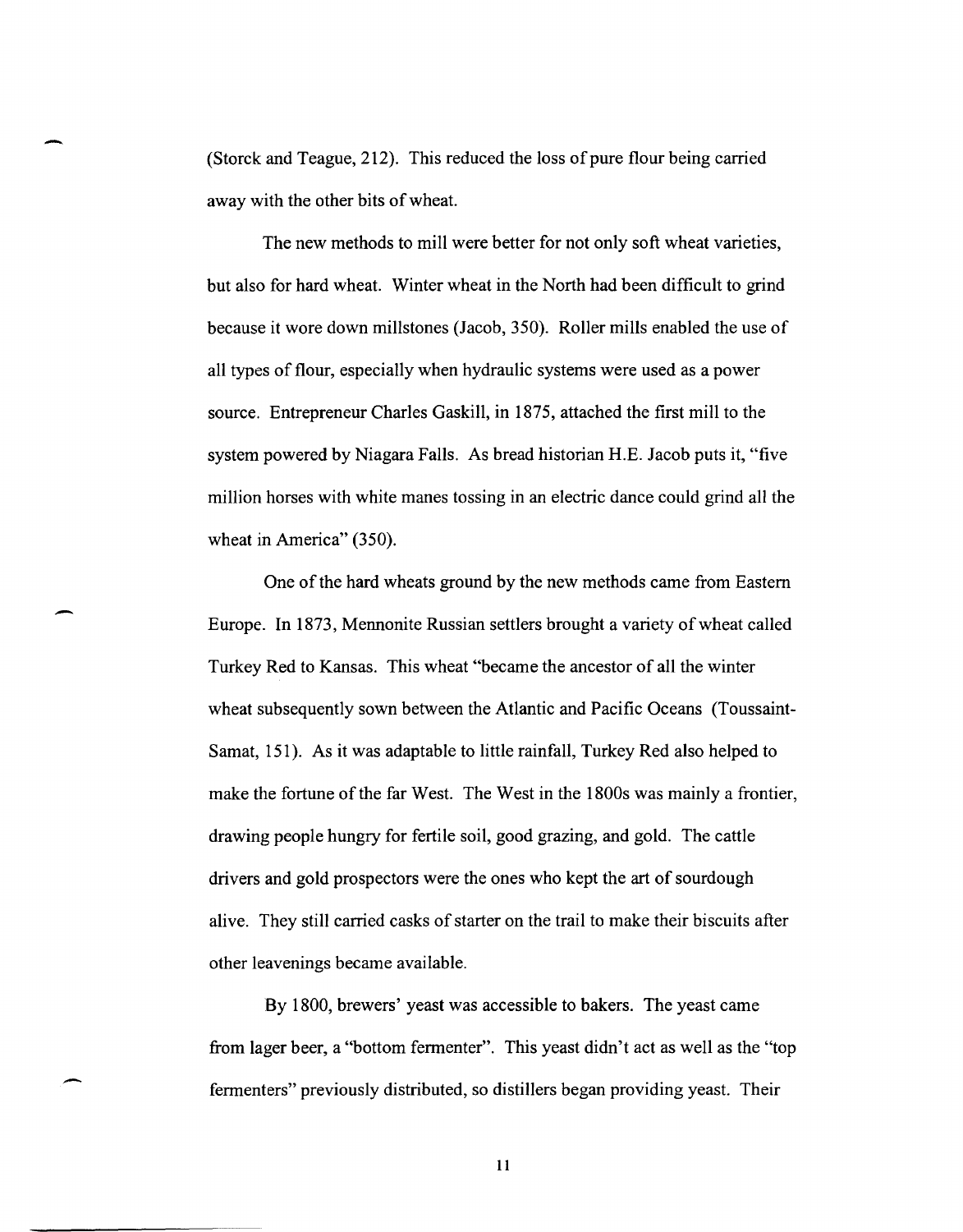(Storck and Teague, 212). This reduced the loss of pure flour being carried away with the other bits of wheat.

The new methods to mill were better for not only soft wheat varieties, but also for hard wheat. Winter wheat in the North had been difficult to grind because it wore down millstones (Jacob, 350). Roller mills enabled the use of all types of flour, especially when hydraulic systems were used as a power source. Entrepreneur Charles Gaskill, in 1875, attached the first mill to the system powered by Niagara Falls. As bread historian H.E. Jacob puts it, "five million horses with white manes tossing in an electric dance could grind all the wheat in America" (350).

One of the hard wheats ground by the new methods came from Eastern Europe. In 1873, Mennonite Russian settlers brought a variety of wheat called Turkey Red to Kansas. This wheat "became the ancestor of all the winter wheat subsequently sown between the Atlantic and Pacific Oceans (Toussaint-Samat, 151). As it was adaptable to little rainfall, Turkey Red also helped to make the fortune of the far West. The West in the 1800s was mainly a frontier, drawing people hungry for fertile soil, good grazing, and gold. The cattle drivers and gold prospectors were the ones who kept the art of sourdough alive. They still carried casks of starter on the trail to make their biscuits after other leavenings became available.

By 1800, brewers' yeast was accessible to bakers. The yeast came from lager beer, a "bottom fermenter". This yeast didn't act as well as the "top fermenters" previously distributed, so distillers began providing yeast. Their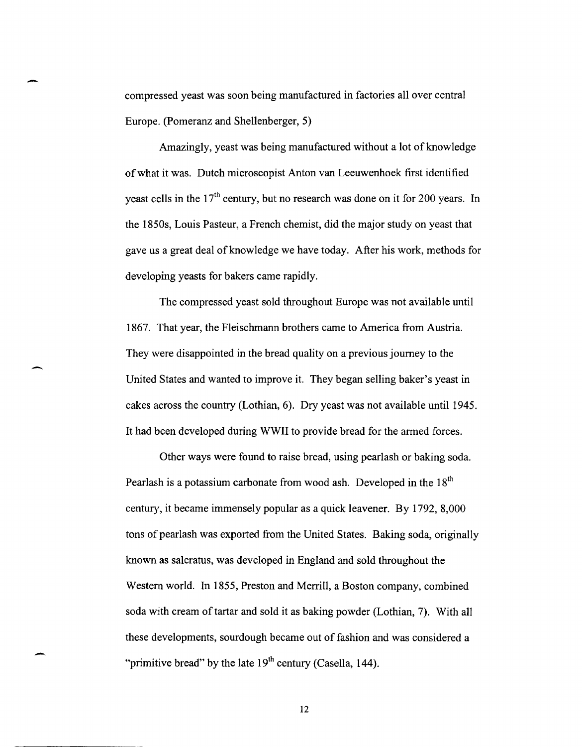compressed yeast was soon being manufactured in factories all over central Europe. (Pomeranz and Shellenberger, 5)

Amazingly, yeast was being manufactured without a lot of knowledge of what it was. Dutch microscopist Anton van Leeuwenhoek first identified yeast cells in the 17th century, but no research was done on it for 200 years. In the 1850s, Louis Pasteur, a French chemist, did the major study on yeast that gave us a great deal of knowledge we have today. After his work, methods for developing yeasts for bakers came rapidly.

The compressed yeast sold throughout Europe was not available until 1867. That year, the Fleischmann brothers came to America from Austria. They were disappointed in the bread quality on a previous journey to the United States and wanted to improve it. They began selling baker's yeast in cakes across the country (Lothian, 6). Dry yeast was not available until 1945. It had been developed during WWII to provide bread for the armed forces.

Other ways were found to raise bread, using pearlash or baking soda. Pearlash is a potassium carbonate from wood ash. Developed in the 18th century, it became immensely popular as a quick leavener. By 1792, 8,000 tons of pearlash was exported from the United States. Baking soda, originally known as saleratus, was developed in England and sold throughout the Western world. In 1855, Preston and Merrill, a Boston company, combined soda with cream of tartar and sold it as baking powder (Lothian, 7). With all these developments, sourdough became out of fashion and was considered a "primitive bread" by the late 19th century (Casella, 144).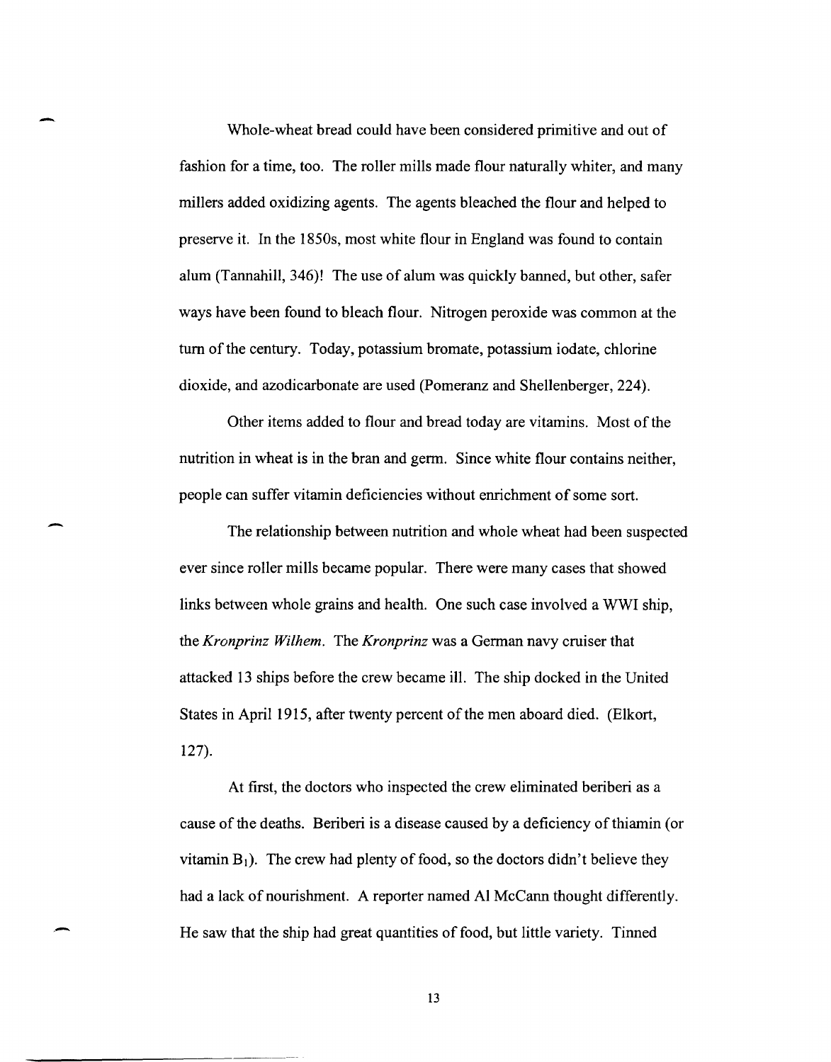Whole-wheat bread could have been considered primitive and out of fashion for a time, too. The roller mills made flour naturally whiter, and many millers added oxidizing agents. The agents bleached the flour and helped to preserve it. In the 1850s, most white flour in England was found to contain alum (Tannahill, 346)! The use of alum was quickly banned, but other, safer ways have been found to bleach flour. Nitrogen peroxide was common at the turn of the century. Today, potassium bromate, potassium iodate, chlorine dioxide, and azodicarbonate are used (Pomeranz and Shellenberger, 224).

Other items added to flour and bread today are vitamins. Most of the nutrition in wheat is in the bran and germ. Since white flour contains neither, people can suffer vitamin deficiencies without enrichment of some sort.

The relationship between nutrition and whole wheat had been suspected ever since roller mills became popular. There were many cases that showed links between whole grains and health. One such case involved a WWI ship, the *Kronprinz Wilhem*. The *Kronprinz* was a German navy cruiser that attacked 13 ships before the crew became ill. The ship docked in the United States in April 1915, after twenty percent of the men aboard died. (Elkort, 127).

At first, the doctors who inspected the crew eliminated beriberi as a cause of the deaths. Beriberi is a disease caused by a deficiency of thiamin (or vitamin $B_1$). The crew had plenty of food, so the doctors didn't believe they had a lack of nourishment. A reporter named Al McCann thought differently. He saw that the ship had great quantities of food, but little variety. Tinned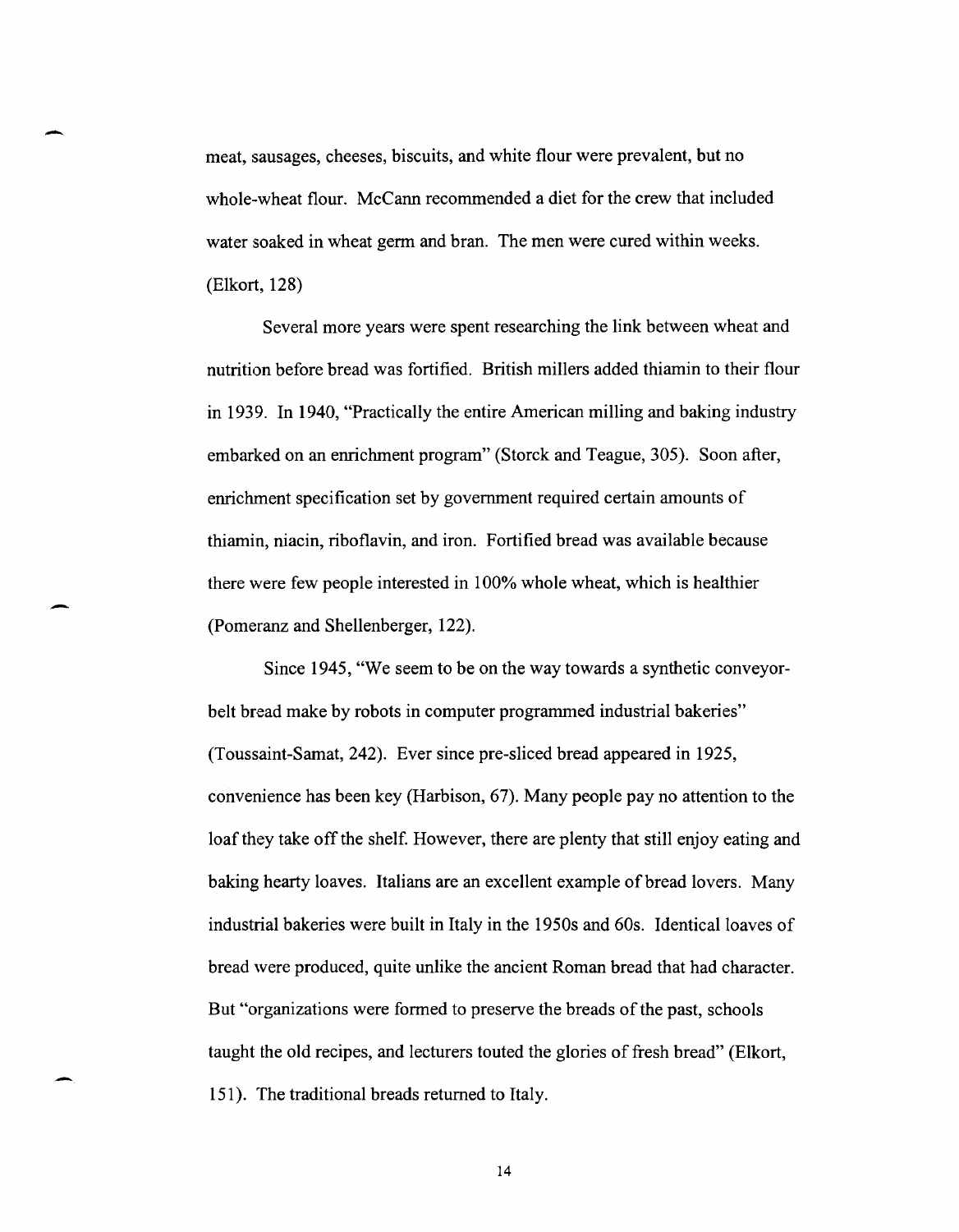meat, sausages, cheeses, biscuits, and white flour were prevalent, but no whole-wheat flour. McCann recommended a diet for the crew that included water soaked in wheat germ and bran. The men were cured within weeks. (Elkort, 128)

Several more years were spent researching the link between wheat and nutrition before bread was fortified. British millers added thiamin to their flour in 1939. In 1940, "Practically the entire American milling and baking industry embarked on an enrichment program" (Storck and Teague, 305). Soon after, enrichment specification set by government required certain amounts of thiamin, niacin, riboflavin, and iron. Fortified bread was available because there were few people interested in 100% whole wheat, which is healthier (Pomeranz and Shellenberger, 122).

Since 1945, "We seem to be on the way towards a synthetic conveyor-belt bread make by robots in computer programmed industrial bakeries" (Toussaint-Samat, 242). Ever since pre-sliced bread appeared in 1925, convenience has been key (Harbison, 67). Many people pay no attention to the loaf they take off the shelf. However, there are plenty that still enjoy eating and baking hearty loaves. Italians are an excellent example of bread lovers. Many industrial bakeries were built in Italy in the 1950s and 60s. Identical loaves of bread were produced, quite unlike the ancient Roman bread that had character. But "organizations were formed to preserve the breads of the past, schools taught the old recipes, and lecturers touted the glories of fresh bread" (Elkort, 151). The traditional breads returned to Italy.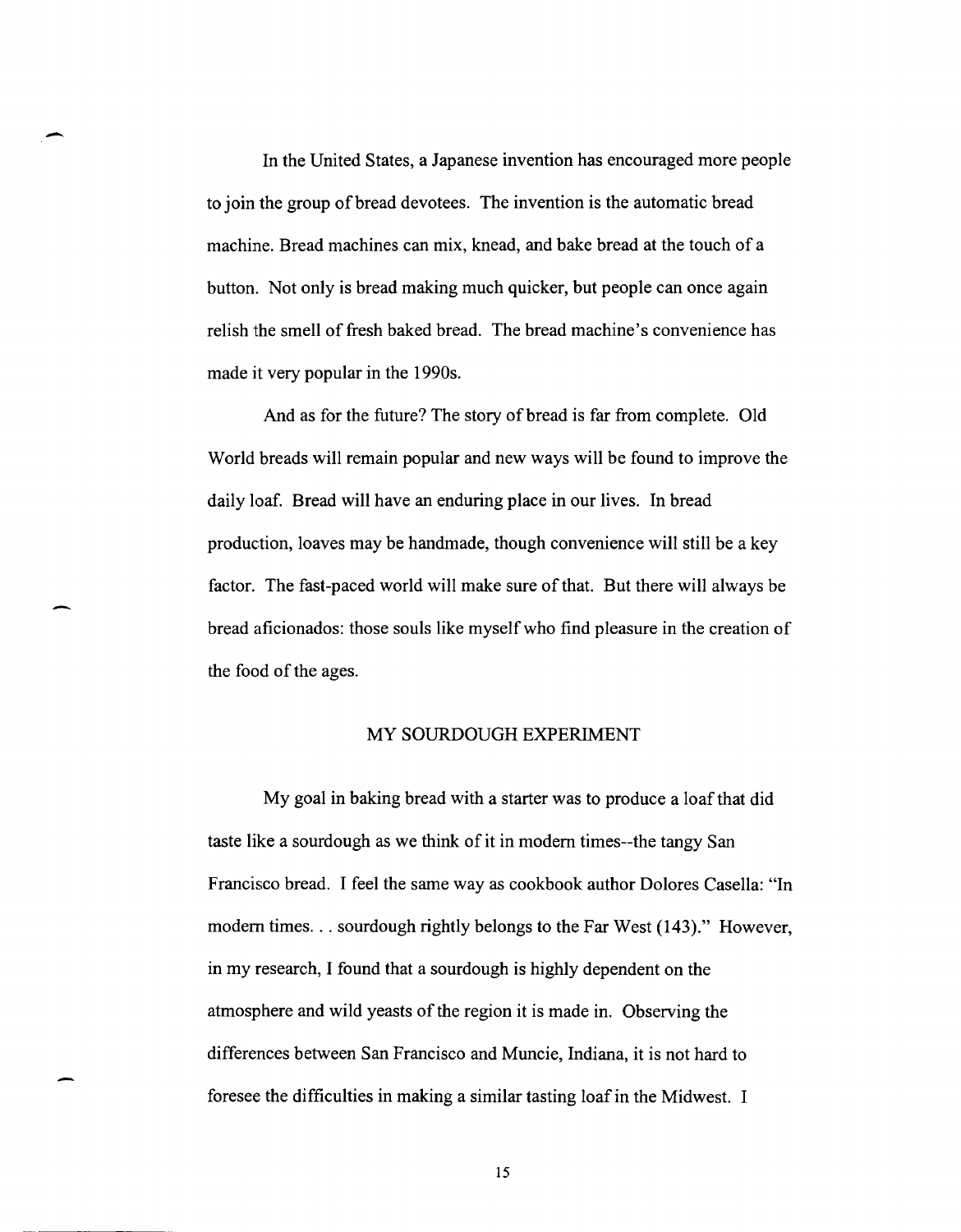In the United States, a Japanese invention has encouraged more people to join the group of bread devotees. The invention is the automatic bread machine. Bread machines can mix, knead, and bake bread at the touch of a button. Not only is bread making much quicker, but people can once again relish the smell of fresh baked bread. The bread machine's convenience has made it very popular in the 1990s.

And as for the future? The story of bread is far from complete. Old World breads will remain popular and new ways will be found to improve the daily loaf. Bread will have an enduring place in our lives. In bread production, loaves may be handmade, though convenience will still be a key factor. The fast-paced world will make sure of that. But there will always be bread aficionados: those souls like myself who find pleasure in the creation of the food of the ages.

## MY SOURDOUGH EXPERIMENT

My goal in baking bread with a starter was to produce a loaf that did taste like a sourdough as we think of it in modern times--the tangy San Francisco bread. I feel the same way as cookbook author Dolores Casella: "In modern times. . . sourdough rightly belongs to the Far West (143)." However, in my research, I found that a sourdough is highly dependent on the atmosphere and wild yeasts of the region it is made in. Observing the differences between San Francisco and Muncie, Indiana, it is not hard to foresee the difficulties in making a similar tasting loaf in the Midwest. I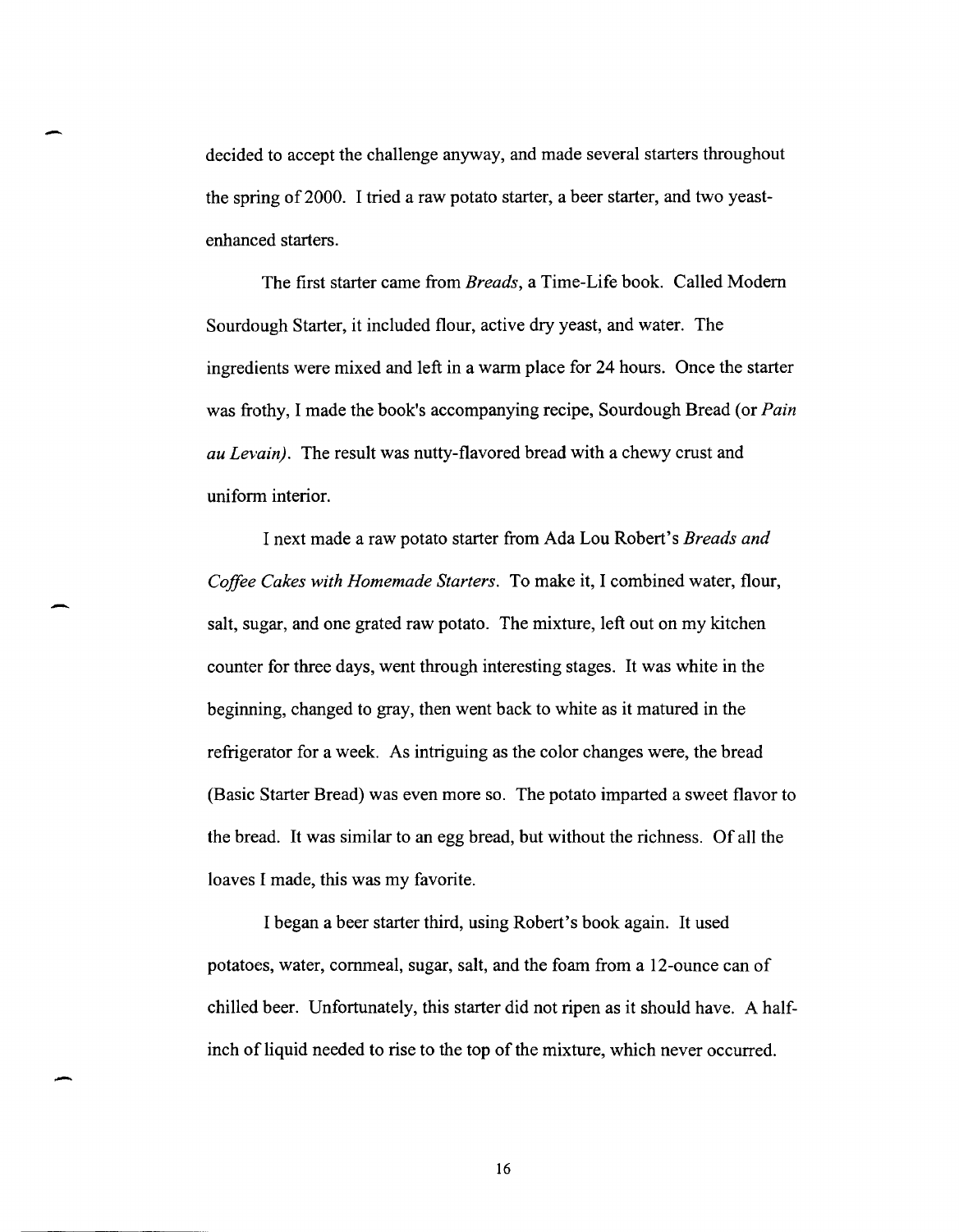decided to accept the challenge anyway, and made several starters throughout the spring of 2000. I tried a raw potato starter, a beer starter, and two yeast-enhanced starters.

The first starter came from *Breads*, a Time-Life book. Called Modern Sourdough Starter, it included flour, active dry yeast, and water. The ingredients were mixed and left in a warm place for 24 hours. Once the starter was frothy, I made the book's accompanying recipe, Sourdough Bread (or *Pain au Levain)*. The result was nutty-flavored bread with a chewy crust and uniform interior.

I next made a raw potato starter from Ada Lou Robert's *Breads and Coffee Cakes with Homemade Starters*. To make it, I combined water, flour, salt, sugar, and one grated raw potato. The mixture, left out on my kitchen counter for three days, went through interesting stages. It was white in the beginning, changed to gray, then went back to white as it matured in the refrigerator for a week. As intriguing as the color changes were, the bread (Basic Starter Bread) was even more so. The potato imparted a sweet flavor to the bread. It was similar to an egg bread, but without the richness. Of all the loaves I made, this was my favorite.

I began a beer starter third, using Robert's book again. It used potatoes, water, cornmeal, sugar, salt, and the foam from a 12-ounce can of chilled beer. Unfortunately, this starter did not ripen as it should have. A half-inch of liquid needed to rise to the top of the mixture, which never occurred.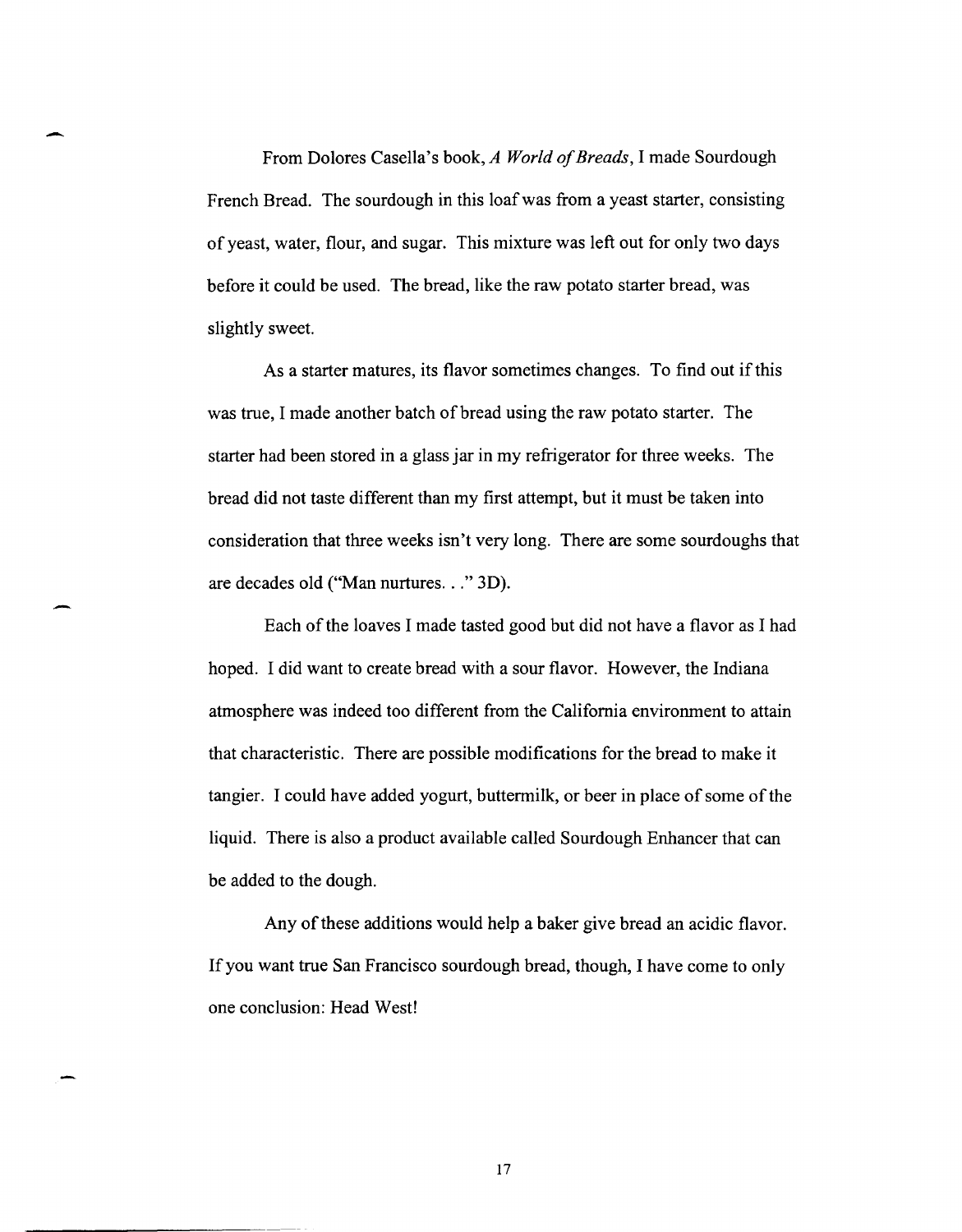From Dolores Casella's book, *A World of Breads*, I made Sourdough French Bread. The sourdough in this loaf was from a yeast starter, consisting of yeast, water, flour, and sugar. This mixture was left out for only two days before it could be used. The bread, like the raw potato starter bread, was slightly sweet.

As a starter matures, its flavor sometimes changes. To find out if this was true, I made another batch of bread using the raw potato starter. The starter had been stored in a glass jar in my refrigerator for three weeks. The bread did not taste different than my first attempt, but it must be taken into consideration that three weeks isn't very long. There are some sourdoughs that are decades old ("Man nurtures. . ." 3D).

Each of the loaves I made tasted good but did not have a flavor as I had hoped. I did want to create bread with a sour flavor. However, the Indiana atmosphere was indeed too different from the California environment to attain that characteristic. There are possible modifications for the bread to make it tangier. I could have added yogurt, buttermilk, or beer in place of some of the liquid. There is also a product available called Sourdough Enhancer that can be added to the dough.

Any of these additions would help a baker give bread an acidic flavor. If you want true San Francisco sourdough bread, though, I have come to only one conclusion: Head West!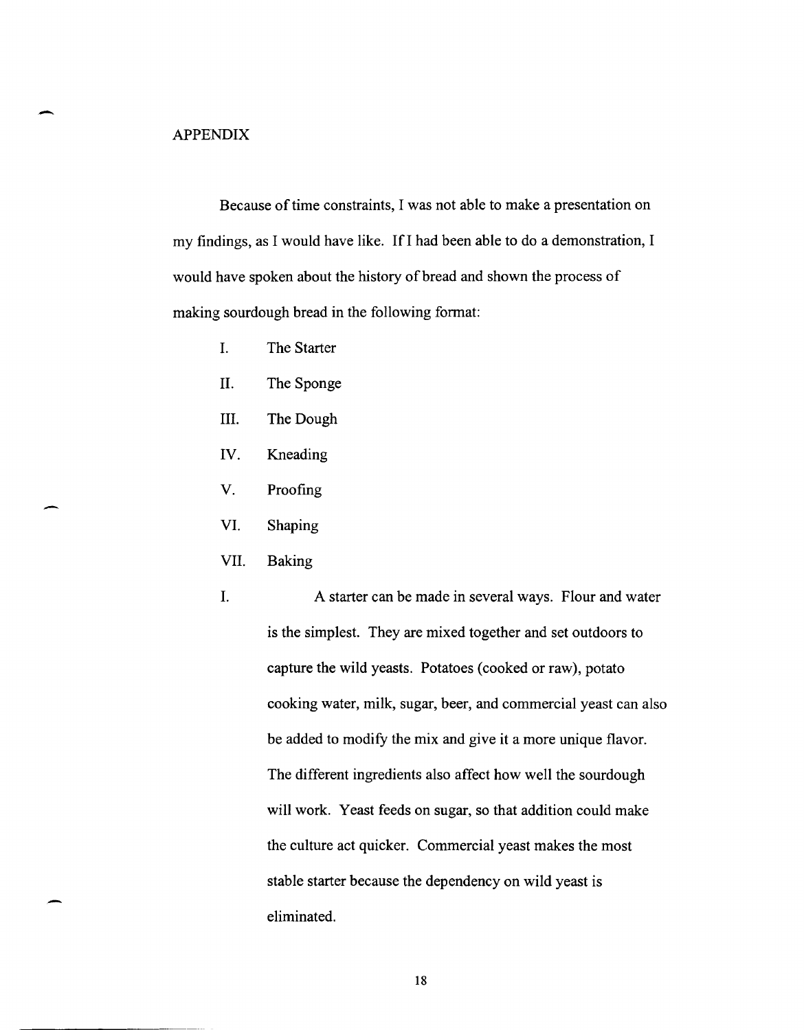## APPENDIX

Because of time constraints, I was not able to make a presentation on my findings, as I would have like. If I had been able to do a demonstration, I would have spoken about the history of bread and shown the process of making sourdough bread in the following format:

- I. The Starter
- II. The Sponge
- III. The Dough
- IV. Kneading
- V. Proofing
- VI. Shaping
- VII. Baking

I. A starter can be made in several ways. Flour and water is the simplest. They are mixed together and set outdoors to capture the wild yeasts. Potatoes (cooked or raw), potato cooking water, milk, sugar, beer, and commercial yeast can also be added to modify the mix and give it a more unique flavor. The different ingredients also affect how well the sourdough will work. Yeast feeds on sugar, so that addition could make the culture act quicker. Commercial yeast makes the most stable starter because the dependency on wild yeast is eliminated.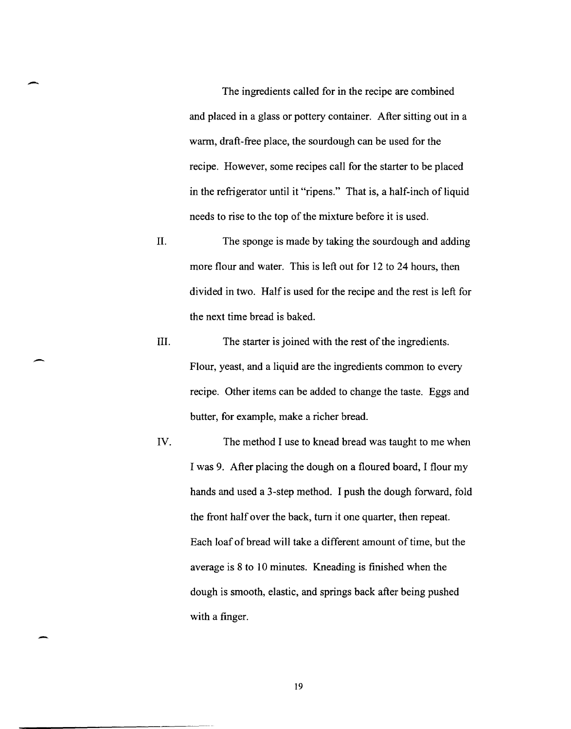The ingredients called for in the recipe are combined and placed in a glass or pottery container. After sitting out in a warm, draft-free place, the sourdough can be used for the recipe. However, some recipes call for the starter to be placed in the refrigerator until it "ripens." That is, a half-inch of liquid needs to rise to the top of the mixture before it is used.

II. The sponge is made by taking the sourdough and adding more flour and water. This is left out for 12 to 24 hours, then divided in two. Half is used for the recipe and the rest is left for the next time bread is baked.

III. The starter is joined with the rest of the ingredients. Flour, yeast, and a liquid are the ingredients common to every recipe. Other items can be added to change the taste. Eggs and butter, for example, make a richer bread.

IV. The method I use to knead bread was taught to me when I was 9. After placing the dough on a floured board, I flour my hands and used a 3-step method. I push the dough forward, fold the front half over the back, turn it one quarter, then repeat. Each loaf of bread will take a different amount of time, but the average is 8 to 10 minutes. Kneading is finished when the dough is smooth, elastic, and springs back after being pushed with a finger.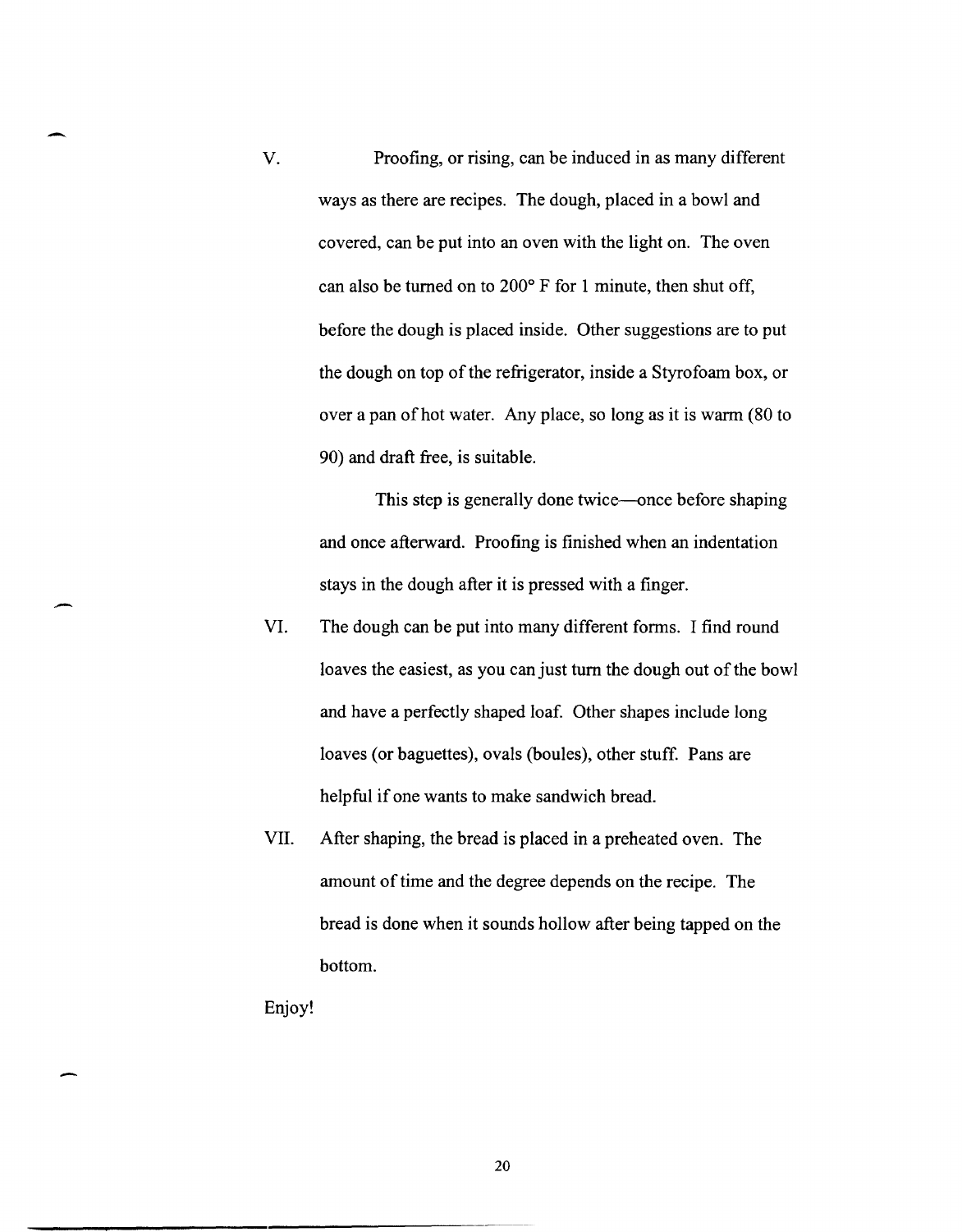V. Proofing, or rising, can be induced in as many different ways as there are recipes. The dough, placed in a bowl and covered, can be put into an oven with the light on. The oven can also be turned on to 200° F for 1 minute, then shut off, before the dough is placed inside. Other suggestions are to put the dough on top of the refrigerator, inside a Styrofoam box, or over a pan of hot water. Any place, so long as it is warm (80 to 90) and draft free, is suitable.

   This step is generally done twice—once before shaping and once afterward. Proofing is finished when an indentation stays in the dough after it is pressed with a finger.

VI. The dough can be put into many different forms. I find round loaves the easiest, as you can just turn the dough out of the bowl and have a perfectly shaped loaf. Other shapes include long loaves (or baguettes), ovals (boules), other stuff. Pans are helpful if one wants to make sandwich bread.

VII. After shaping, the bread is placed in a preheated oven. The amount of time and the degree depends on the recipe. The bread is done when it sounds hollow after being tapped on the bottom.

Enjoy!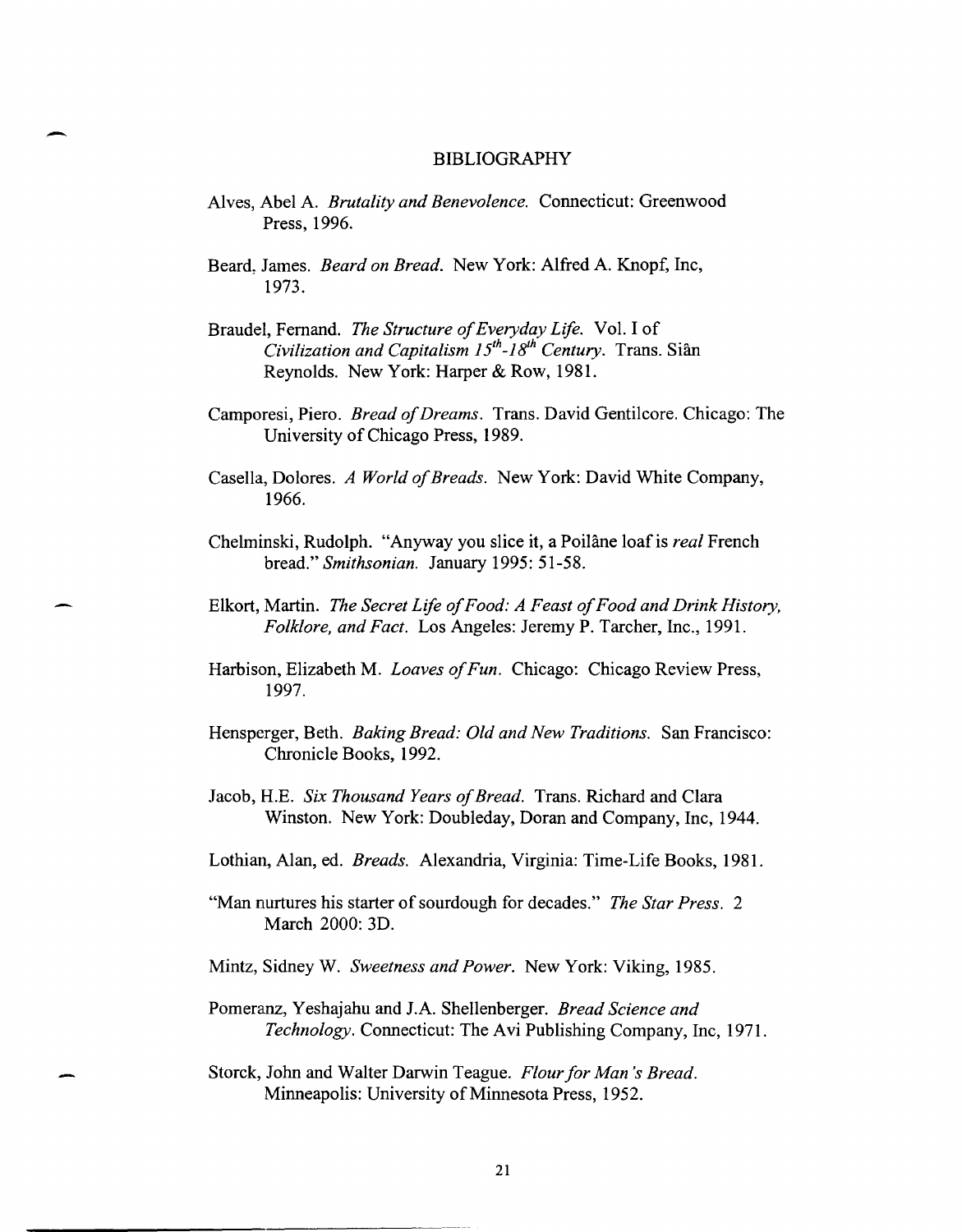# BIBLIOGRAPHY

Alves, Abel A. *Brutality and Benevolence.* Connecticut: Greenwood Press, 1996.

Beard, James. *Beard on Bread.* New York: Alfred A. Knopf, Inc, 1973.

Braudel, Fernand. *The Structure of Everyday Life.* Vol. I of *Civilization and Capitalism 15$^{th}$-18$^{th}$ Century.* Trans. Siân Reynolds. New York: Harper & Row, 1981.

Camporesi, Piero. *Bread of Dreams.* Trans. David Gentilcore. Chicago: The University of Chicago Press, 1989.

Casella, Dolores. *A World of Breads.* New York: David White Company, 1966.

Chelminski, Rudolph. "Anyway you slice it, a Poilâne loaf is *real* French bread." *Smithsonian.* January 1995: 51-58.

Elkort, Martin. *The Secret Life of Food: A Feast of Food and Drink History, Folklore, and Fact.* Los Angeles: Jeremy P. Tarcher, Inc., 1991.

Harbison, Elizabeth M. *Loaves of Fun.* Chicago: Chicago Review Press, 1997.

Hensperger, Beth. *Baking Bread: Old and New Traditions.* San Francisco: Chronicle Books, 1992.

Jacob, H.E. *Six Thousand Years of Bread.* Trans. Richard and Clara Winston. New York: Doubleday, Doran and Company, Inc, 1944.

Lothian, Alan, ed. *Breads.* Alexandria, Virginia: Time-Life Books, 1981.

"Man nurtures his starter of sourdough for decades." *The Star Press.* 2 March 2000: 3D.

Mintz, Sidney W. *Sweetness and Power.* New York: Viking, 1985.

Pomeranz, Yeshajahu and J.A. Shellenberger. *Bread Science and Technology.* Connecticut: The Avi Publishing Company, Inc, 1971.

Storck, John and Walter Darwin Teague. *Flour for Man's Bread.* Minneapolis: University of Minnesota Press, 1952.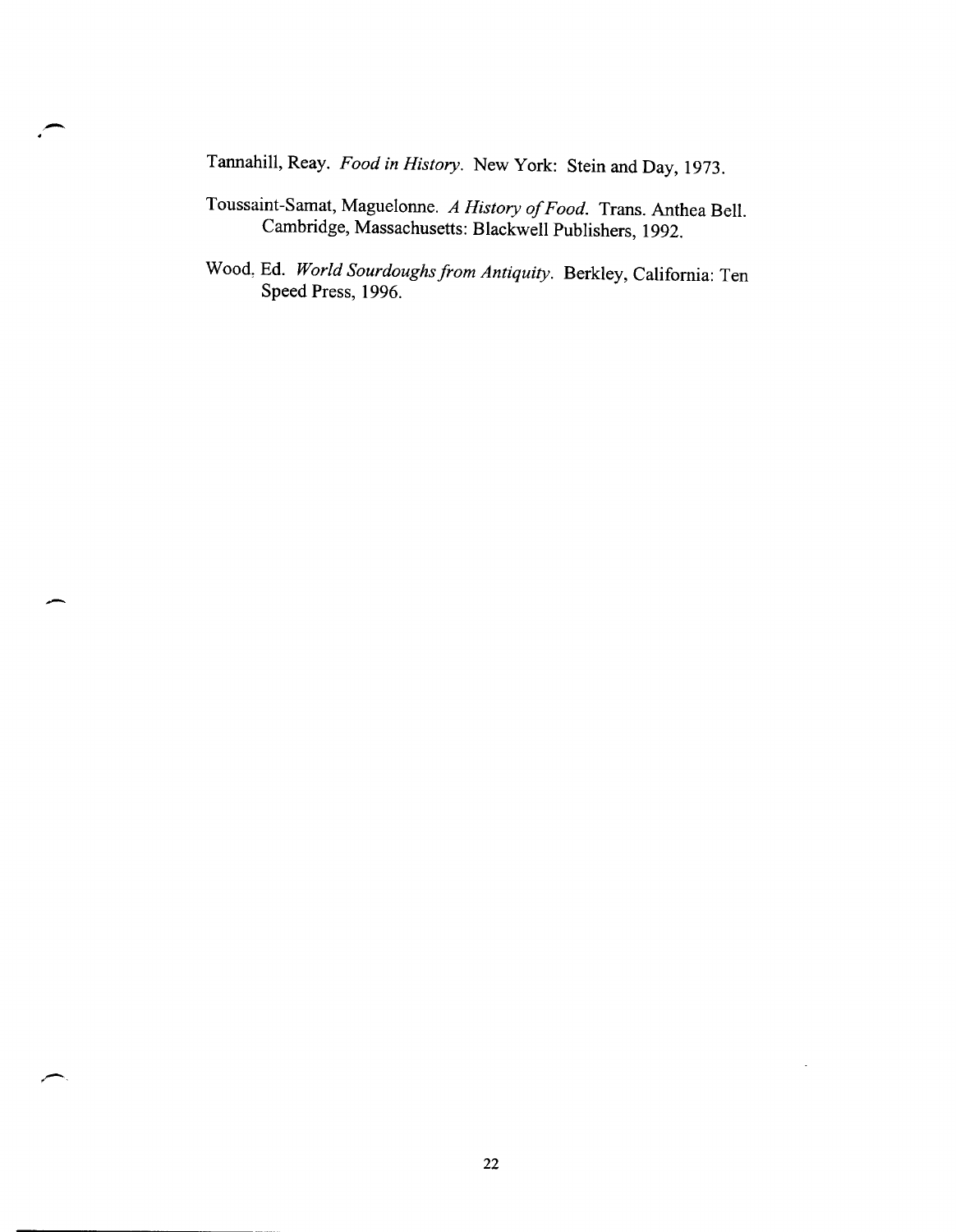Tannahill, Reay. *Food in History.* New York: Stein and Day, 1973.

Toussaint-Samat, Maguelonne. *A History of Food.* Trans. Anthea Bell. Cambridge, Massachusetts: Blackwell Publishers, 1992.

Wood, Ed. *World Sourdoughs from Antiquity.* Berkley, California: Ten Speed Press, 1996.